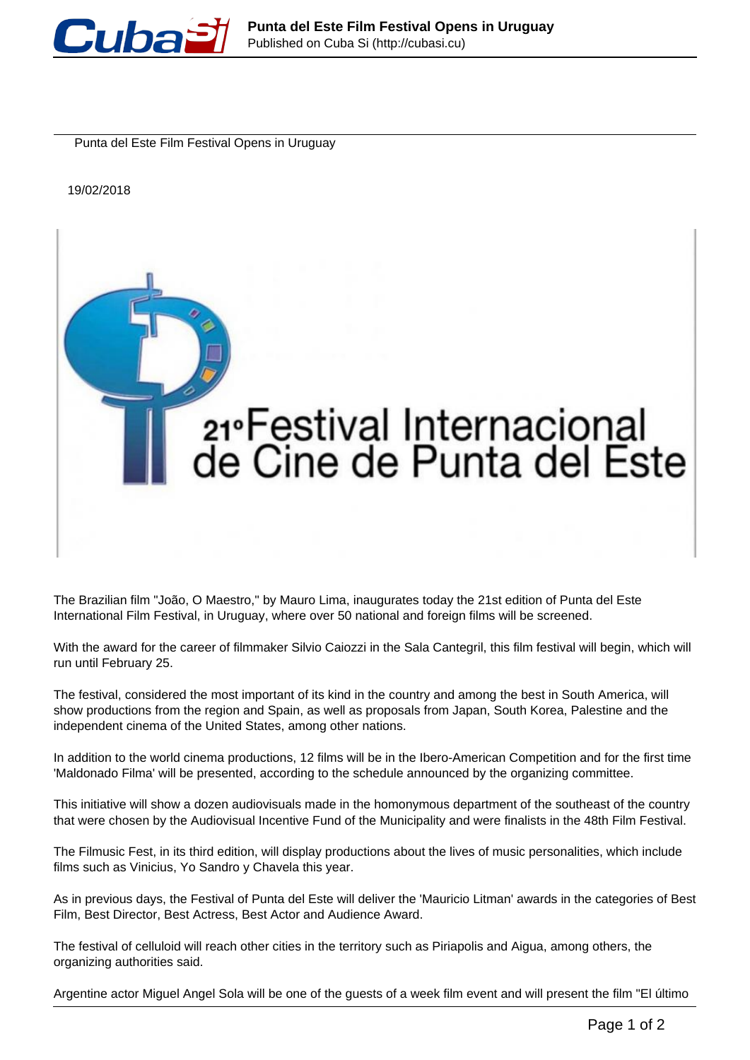# Punta del Este Film Festival Opens in Uruguay

19/02/2018

The Brazilian film "João, O Maestro," by Mauro Lima, inaugurates today the 21st edition of Punta del Este International Film Festival, in Uruguay, where over 50 national and foreign films will be screened.

With the award for the career of filmmaker Silvio Caiozzi in the Sala Cantegril, this film festival will begin, which will run until February 25.

The festival, considered the most important of its kind in the country and among the best in South America, will show productions from the region and Spain, as well as proposals from Japan, South Korea, Palestine and the independent cinema of the United States, among other nations.

In addition to the world cinema productions, 12 films will be in the Ibero-American Competition and for the first time 'Maldonado Filma' will be presented, according to the schedule announced by the organizing committee.

This initiative will show a dozen audiovisuals made in the homonymous department of the southeast of the country that were chosen by the Audiovisual Incentive Fund of the Municipality and were finalists in the 48th Film Festival.

The Filmusic Fest, in its third edition, will display productions about the lives of music personalities, which include films such as Vinicius, Yo Sandro y Chavela this year.

As in previous days, the Festival of Punta del Este will deliver the 'Mauricio Litman' awards in the categories of Best Film, Best Director, Best Actress, Best Actor and Audience Award.

The festival of celluloid will reach other cities in the territory such as Piriapolis and Aigua, among others, the organizing authorities said.

Argentine actor Miguel Angel Sola will be one of the guests of a week film event and will present the film "El último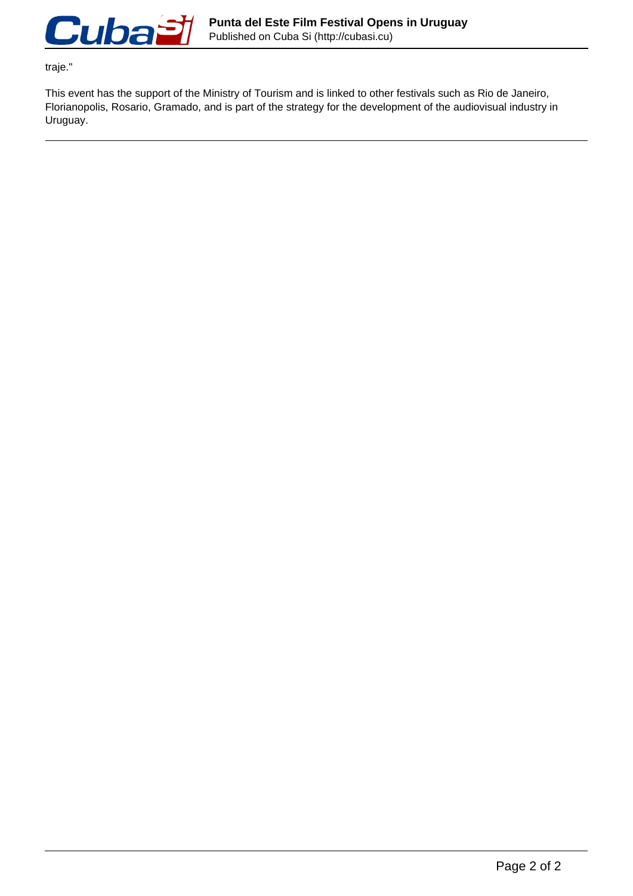traje."

This event has the support of the Ministry of Tourism and is linked to other festivals such as Rio de Janeiro, Florianopolis, Rosario, Gramado, and is part of the strategy for the development of the audiovisual industry in Uruguay.